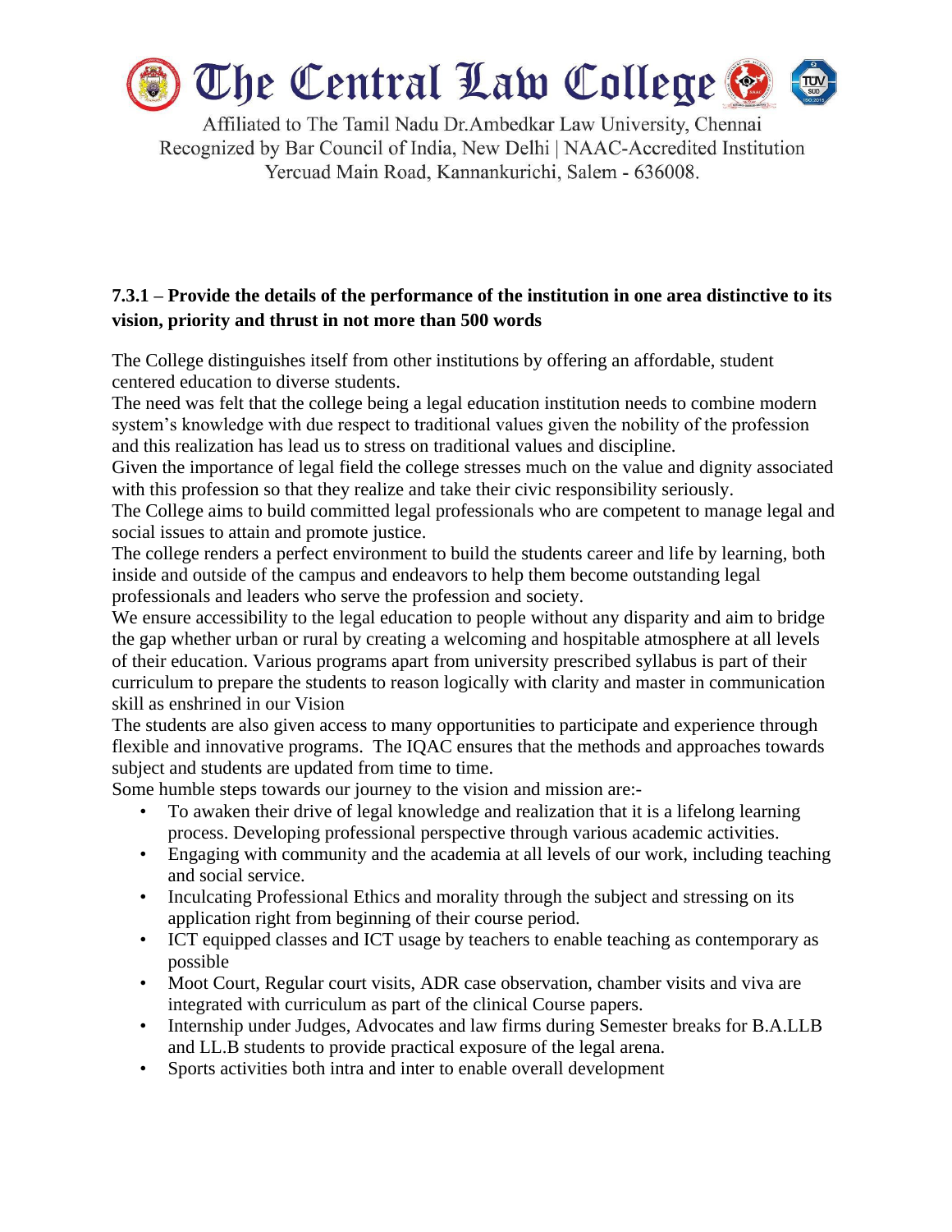# The Central Law College

Affiliated to The Tamil Nadu Dr.Ambedkar Law University, Chennai
Recognized by Bar Council of India, New Delhi | NAAC-Accredited Institution
Yercuad Main Road, Kannankurichi, Salem - 636008.

**7.3.1 – Provide the details of the performance of the institution in one area distinctive to its vision, priority and thrust in not more than 500 words**

The College distinguishes itself from other institutions by offering an affordable, student centered education to diverse students.

The need was felt that the college being a legal education institution needs to combine modern system's knowledge with due respect to traditional values given the nobility of the profession and this realization has lead us to stress on traditional values and discipline.

Given the importance of legal field the college stresses much on the value and dignity associated with this profession so that they realize and take their civic responsibility seriously.

The College aims to build committed legal professionals who are competent to manage legal and social issues to attain and promote justice.

The college renders a perfect environment to build the students career and life by learning, both inside and outside of the campus and endeavors to help them become outstanding legal professionals and leaders who serve the profession and society.

We ensure accessibility to the legal education to people without any disparity and aim to bridge the gap whether urban or rural by creating a welcoming and hospitable atmosphere at all levels of their education. Various programs apart from university prescribed syllabus is part of their curriculum to prepare the students to reason logically with clarity and master in communication skill as enshrined in our Vision

The students are also given access to many opportunities to participate and experience through flexible and innovative programs. The IQAC ensures that the methods and approaches towards subject and students are updated from time to time.

Some humble steps towards our journey to the vision and mission are:-

- To awaken their drive of legal knowledge and realization that it is a lifelong learning process. Developing professional perspective through various academic activities.
- Engaging with community and the academia at all levels of our work, including teaching and social service.
- Inculcating Professional Ethics and morality through the subject and stressing on its application right from beginning of their course period.
- ICT equipped classes and ICT usage by teachers to enable teaching as contemporary as possible
- Moot Court, Regular court visits, ADR case observation, chamber visits and viva are integrated with curriculum as part of the clinical Course papers.
- Internship under Judges, Advocates and law firms during Semester breaks for B.A.LLB and LL.B students to provide practical exposure of the legal arena.
- Sports activities both intra and inter to enable overall development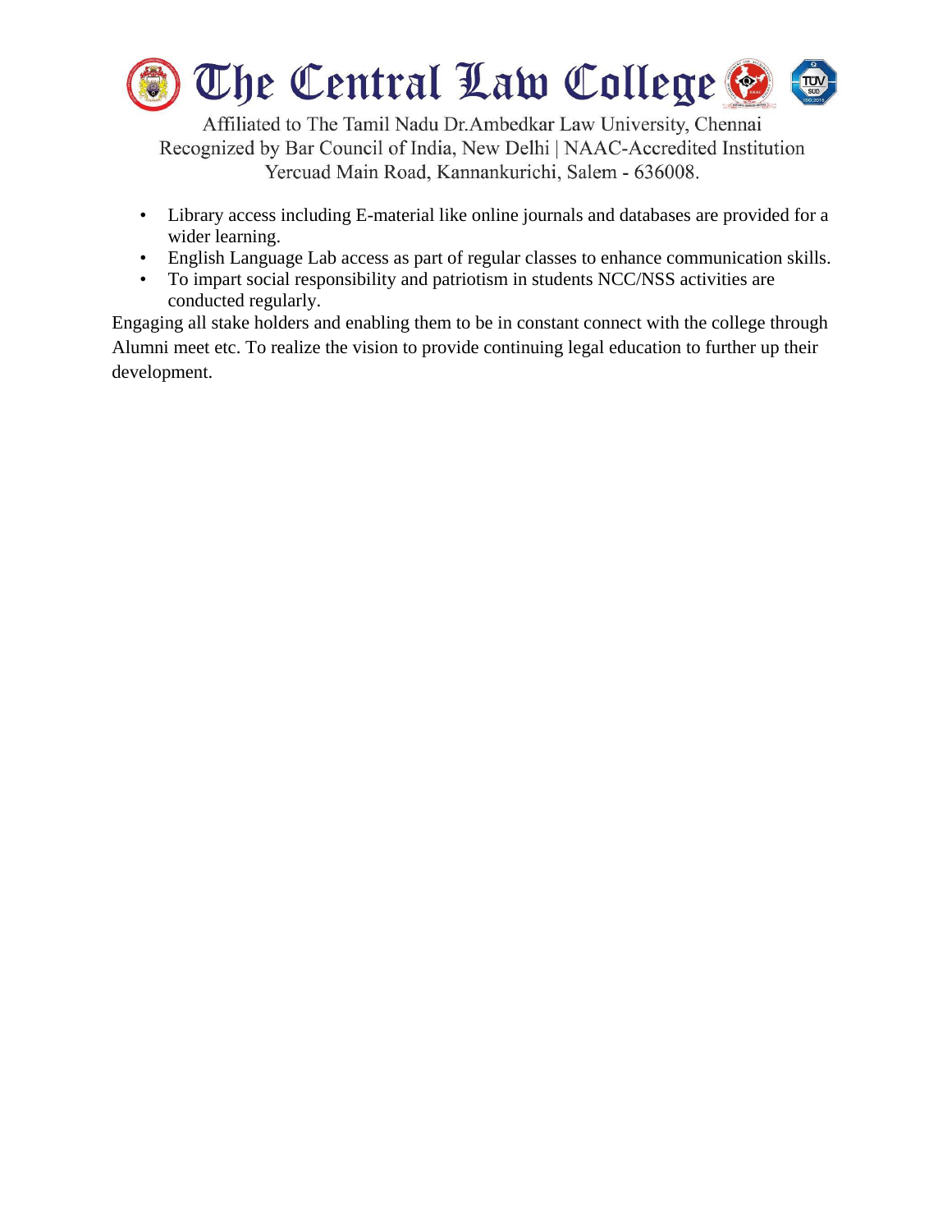- Library access including E-material like online journals and databases are provided for a wider learning.
- English Language Lab access as part of regular classes to enhance communication skills.
- To impart social responsibility and patriotism in students NCC/NSS activities are conducted regularly.

Engaging all stake holders and enabling them to be in constant connect with the college through Alumni meet etc. To realize the vision to provide continuing legal education to further up their development.